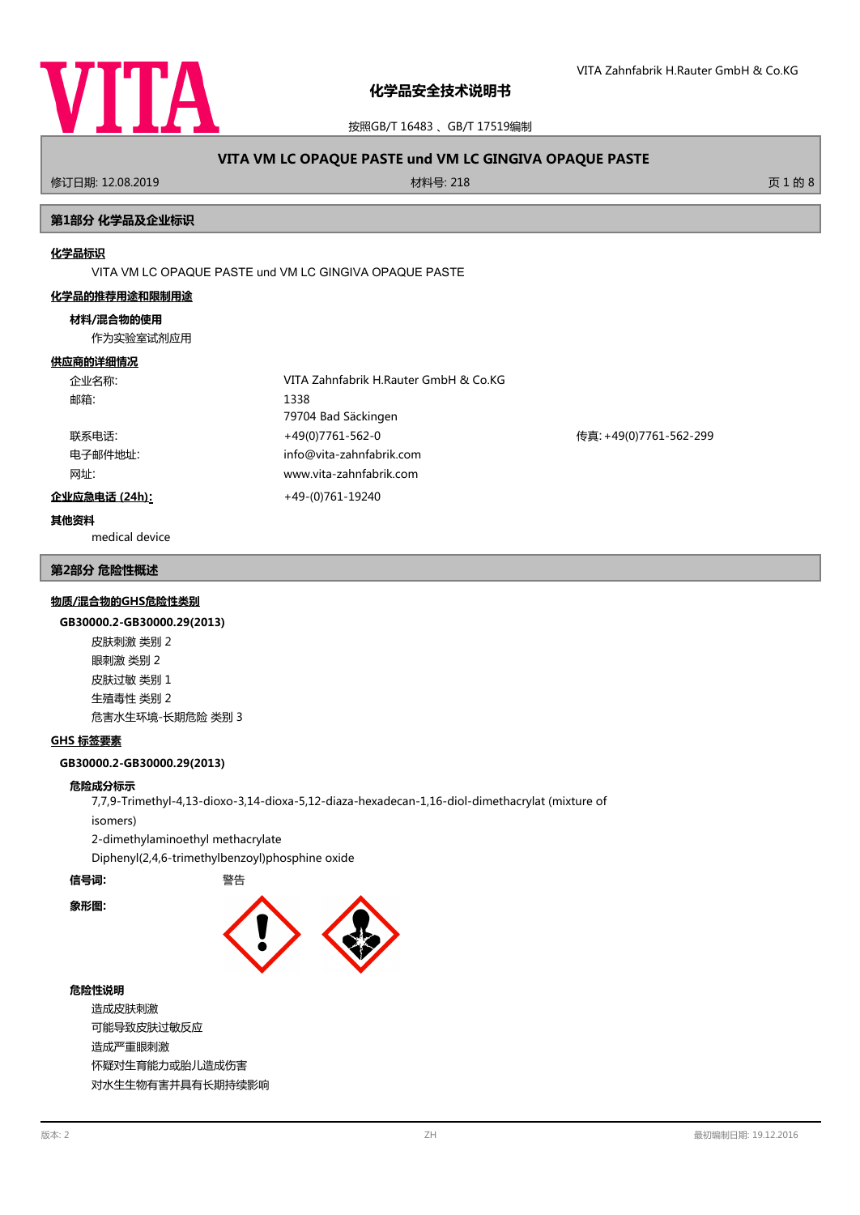VITA Zahnfabrik H.Rauter GmbH & Co.KG

# 化学品安全技术说明书

按照GB/T 16483 、GB/T 17519编制

## VITA VM LC OPAQUE PASTE und VM LC GINGIVA OPAQUE PASTE

修订日期: 12.08.2019　　材料号: 218

## 第1部分 化学品及企业标识

**化学品标识**

VITA VM LC OPAQUE PASTE und VM LC GINGIVA OPAQUE PASTE

**化学品的推荐用途和限制用途**

**材料/混合物的使用**

作为实验室试剂应用

**供应商的详细情况**

| | | |
|---|---|---|
| 企业名称: | VITA Zahnfabrik H.Rauter GmbH & Co.KG | |
| 邮箱: | 1338<br>79704 Bad Säckingen | |
| 联系电话: | +49(0)7761-562-0 | 传真: +49(0)7761-562-299 |
| 电子邮件地址: | info@vita-zahnfabrik.com | |
| 网址: | www.vita-zahnfabrik.com | |

**企业应急电话 (24h):** +49-(0)761-19240

**其他资料**

medical device

## 第2部分 危险性概述

**物质/混合物的GHS危险性类别**

**GB30000.2-GB30000.29(2013)**

皮肤刺激 类别 2
眼刺激 类别 2
皮肤过敏 类别 1
生殖毒性 类别 2
危害水生环境-长期危险 类别 3

**GHS 标签要素**

**GB30000.2-GB30000.29(2013)**

**危险成分标示**

7,7,9-Trimethyl-4,13-dioxo-3,14-dioxa-5,12-diaza-hexadecan-1,16-diol-dimethacrylat (mixture of isomers)
2-dimethylaminoethyl methacrylate
Diphenyl(2,4,6-trimethylbenzoyl)phosphine oxide

**信号词:** 警告

**象形图:**

**危险性说明**

造成皮肤刺激
可能导致皮肤过敏反应
造成严重眼刺激
怀疑对生育能力或胎儿造成伤害
对水生生物有害并具有长期持续影响

版本: 2　　ZH　　最初编制日期: 19.12.2016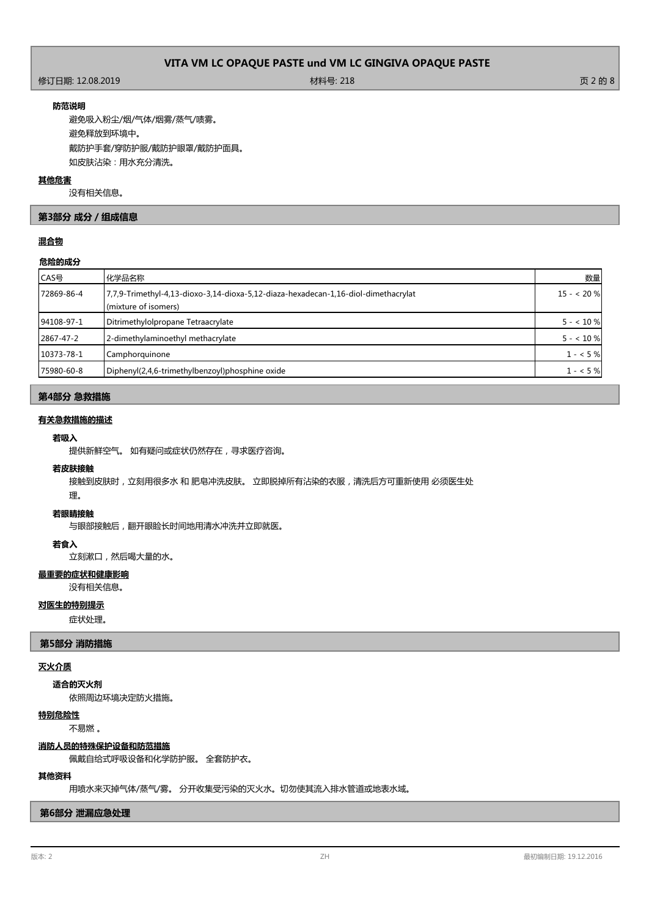**防范说明**

避免吸入粉尘/烟/气体/烟雾/蒸气/喷雾。

避免释放到环境中。

戴防护手套/穿防护服/戴防护眼罩/戴防护面具。

如皮肤沾染：用水充分清洗。

**其他危害**

没有相关信息。

## 第3部分 成分 / 组成信息

**混合物**

**危险的成分**

| CAS号 | 化学品名称 | 数量 |
|---|---|---|
| 72869-86-4 | 7,7,9-Trimethyl-4,13-dioxo-3,14-dioxa-5,12-diaza-hexadecan-1,16-diol-dimethacrylat (mixture of isomers) | 15 - < 20 % |
| 94108-97-1 | Ditrimethylolpropane Tetraacrylate | 5 - < 10 % |
| 2867-47-2 | 2-dimethylaminoethyl methacrylate | 5 - < 10 % |
| 10373-78-1 | Camphorquinone | 1 - < 5 % |
| 75980-60-8 | Diphenyl(2,4,6-trimethylbenzoyl)phosphine oxide | 1 - < 5 % |

## 第4部分 急救措施

**有关急救措施的描述**

**若吸入**

提供新鲜空气。 如有疑问或症状仍然存在，寻求医疗咨询。

**若皮肤接触**

接触到皮肤时，立刻用很多水 和 肥皂冲洗皮肤。 立即脱掉所有沾染的衣服，清洗后方可重新使用 必须医生处理。

**若眼睛接触**

与眼部接触后，翻开眼睑长时间地用清水冲洗并立即就医。

**若食入**

立刻漱口，然后喝大量的水。

**最重要的症状和健康影响**

没有相关信息。

**对医生的特别提示**

症状处理。

## 第5部分 消防措施

**灭火介质**

**适合的灭火剂**

依照周边环境决定防火措施。

**特别危险性**

不易燃 。

**消防人员的特殊保护设备和防范措施**

佩戴自给式呼吸设备和化学防护服。 全套防护衣。

**其他资料**

用喷水来灭掉气体/蒸气/雾。 分开收集受污染的灭火水。切勿使其流入排水管道或地表水域。

## 第6部分 泄漏应急处理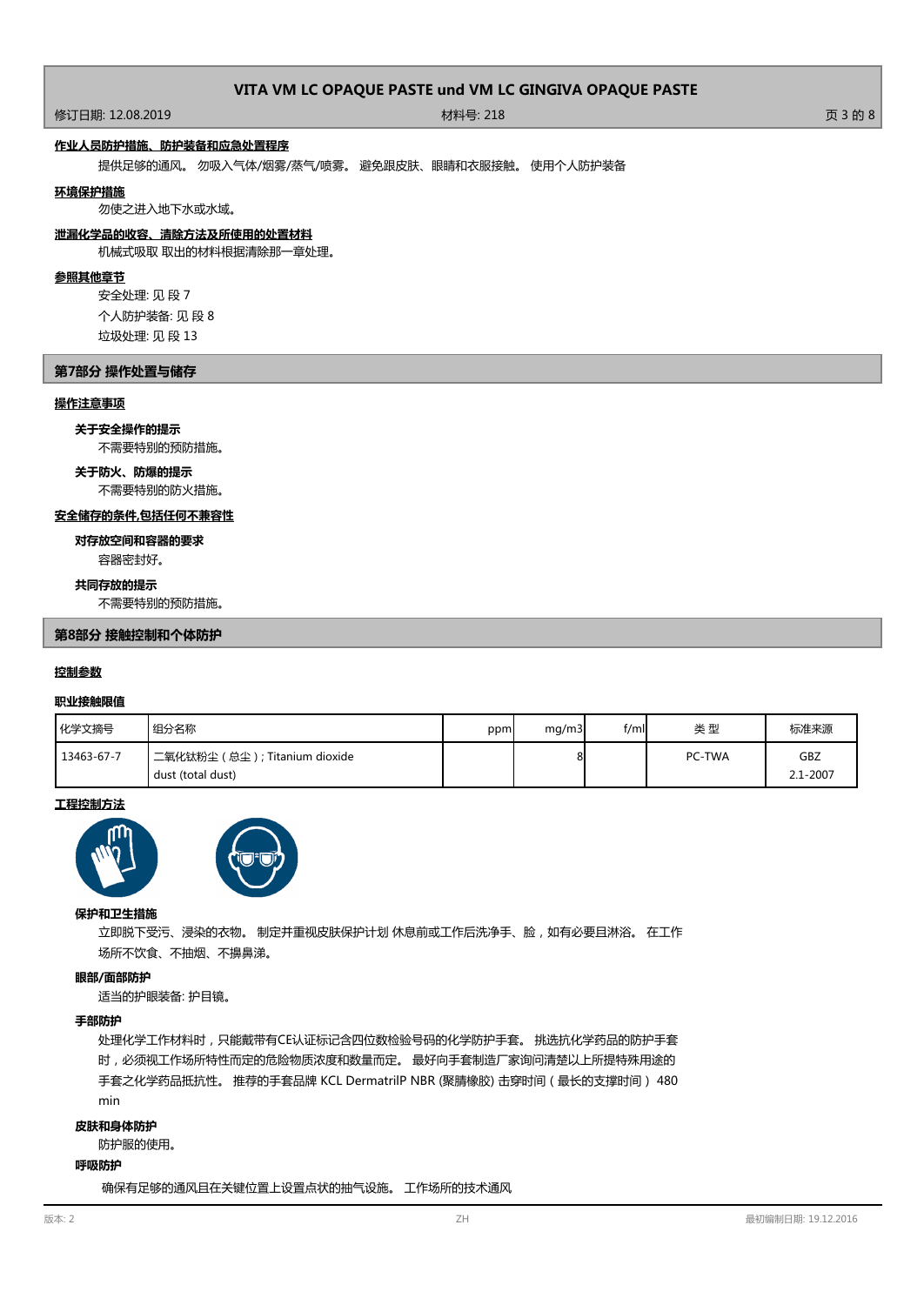**作业人员防护措施、防护装备和应急处置程序**

提供足够的通风。 勿吸入气体/烟雾/蒸气/喷雾。 避免跟皮肤、眼睛和衣服接触。 使用个人防护装备

**环境保护措施**

勿使之进入地下水或水域。

**泄漏化学品的收容、清除方法及所使用的处置材料**

机械式吸取 取出的材料根据清除那一章处理。

**参照其他章节**

安全处理: 见 段 7

个人防护装备: 见 段 8

垃圾处理: 见 段 13

## 第7部分 操作处置与储存

**操作注意事项**

**关于安全操作的提示**

不需要特别的预防措施。

**关于防火、防爆的提示**

不需要特别的防火措施。

**安全储存的条件,包括任何不兼容性**

**对存放空间和容器的要求**

容器密封好。

**共同存放的提示**

不需要特别的预防措施。

## 第8部分 接触控制和个体防护

**控制参数**

**职业接触限值**

| 化学文摘号 | 组分名称 | ppm | mg/m3 | f/ml | 类 型 | 标准来源 |
|---|---|---|---|---|---|---|
| 13463-67-7 | 二氧化钛粉尘（总尘）; Titanium dioxide dust (total dust) | | 8 | | PC-TWA | GBZ 2.1-2007 |

**工程控制方法**

**保护和卫生措施**

立即脱下受污、浸染的衣物。 制定并重视皮肤保护计划 休息前或工作后洗净手、脸，如有必要且淋浴。 在工作场所不饮食、不抽烟、不擤鼻涕。

**眼部/面部防护**

适当的护眼装备: 护目镜。

**手部防护**

处理化学工作材料时，只能戴带有CE认证标记含四位数检验号码的化学防护手套。 挑选抗化学药品的防护手套时，必须视工作场所特性而定的危险物质浓度和数量而定。 最好向手套制造厂家询问清楚以上所提特殊用途的手套之化学药品抵抗性。 推荐的手套品牌 KCL DermatrilP NBR (聚腈橡胶) 击穿时间（最长的支撑时间） 480 min

**皮肤和身体防护**

防护服的使用。

**呼吸防护**

确保有足够的通风且在关键位置上设置点状的抽气设施。 工作场所的技术通风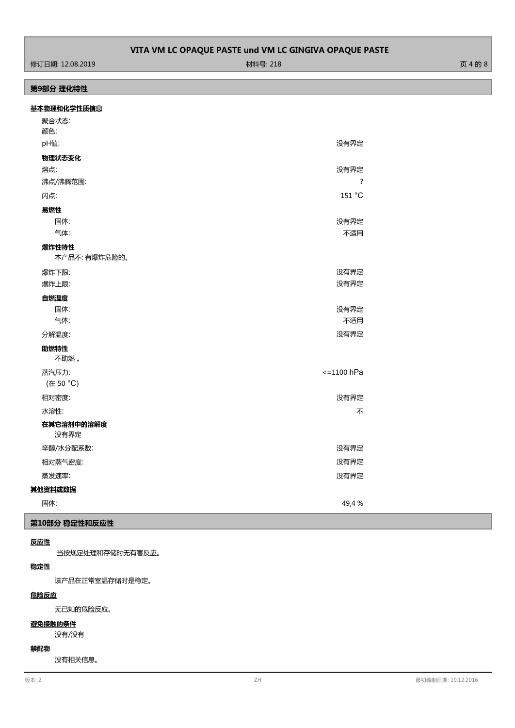## 第9部分 理化特性

### 基本物理和化学性质信息

| | |
|---|---|
| 聚合状态: | |
| 颜色: | |
| pH值: | 没有界定 |
| **物理状态变化** | |
| 熔点: | 没有界定 |
| 沸点/沸腾范围: | ? |
| 闪点: | 151 °C |
| **易燃性** | |
| 固体: | 没有界定 |
| 气体: | 不适用 |
| **爆炸性特性** | |
| 本产品不: 有爆炸危险的。 | |
| 爆炸下限: | 没有界定 |
| 爆炸上限: | 没有界定 |
| **自燃温度** | |
| 固体: | 没有界定 |
| 气体: | 不适用 |
| 分解温度: | 没有界定 |
| **助燃特性** | |
| 不助燃 。 | |
| 蒸汽压力: (在 50 °C) | <=1100 hPa |
| 相对密度: | 没有界定 |
| 水溶性: | 不 |
| **在其它溶剂中的溶解度** | |
| 没有界定 | |
| 辛醇/水分配系数: | 没有界定 |
| 相对蒸气密度: | 没有界定 |
| 蒸发速率: | 没有界定 |

### 其他资料或数据

| | |
|---|---|
| 固体: | 49,4 % |

## 第10部分 稳定性和反应性

### 反应性

当按规定处理和存储时无有害反应。

### 稳定性

该产品在正常室温存储时是稳定。

### 危险反应

无已知的危险反应。

### 避免接触的条件

没有/没有

### 禁配物

没有相关信息。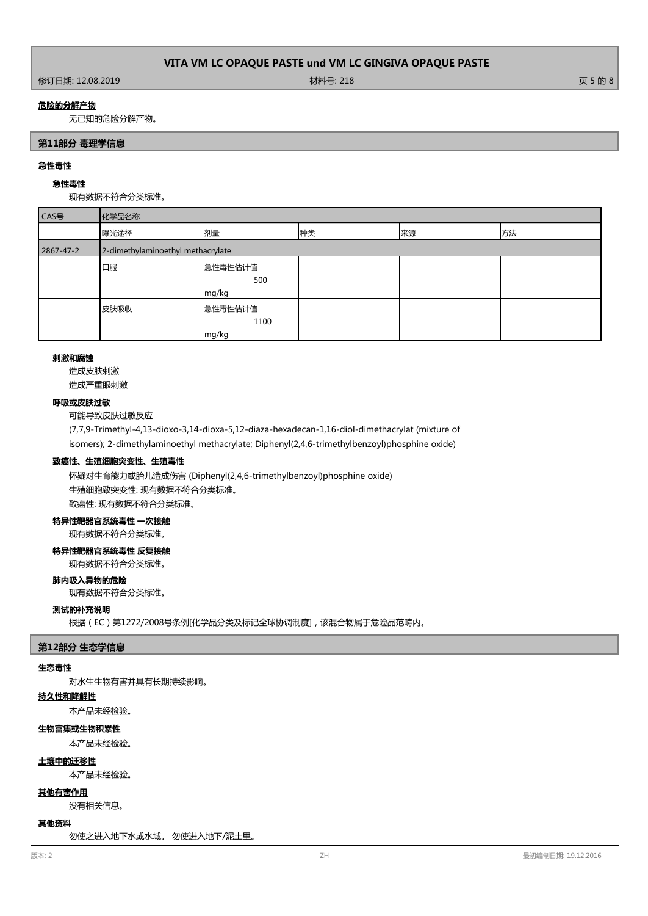**危险的分解产物**

无已知的危险分解产物。

## 第11部分 毒理学信息

**急性毒性**

**急性毒性**

现有数据不符合分类标准。

| CAS号 | 化学品名称 | | | | |
|---|---|---|---|---|---|
| | 曝光途径 | 剂量 | 种类 | 来源 | 方法 |
| 2867-47-2 | 2-dimethylaminoethyl methacrylate | | | | |
| | 口服 | 急性毒性估计值 500 mg/kg | | | |
| | 皮肤吸收 | 急性毒性估计值 1100 mg/kg | | | |

**刺激和腐蚀**

造成皮肤刺激

造成严重眼刺激

**呼吸或皮肤过敏**

可能导致皮肤过敏反应

(7,7,9-Trimethyl-4,13-dioxo-3,14-dioxa-5,12-diaza-hexadecan-1,16-diol-dimethacrylat (mixture of isomers); 2-dimethylaminoethyl methacrylate; Diphenyl(2,4,6-trimethylbenzoyl)phosphine oxide)

**致癌性、生殖细胞突变性、生殖毒性**

怀疑对生育能力或胎儿造成伤害 (Diphenyl(2,4,6-trimethylbenzoyl)phosphine oxide)

生殖细胞致突变性: 现有数据不符合分类标准。

致癌性: 现有数据不符合分类标准。

**特异性靶器官系统毒性 一次接触**

现有数据不符合分类标准。

**特异性靶器官系统毒性 反复接触**

现有数据不符合分类标准。

**肺内吸入异物的危险**

现有数据不符合分类标准。

**测试的补充说明**

根据（EC）第1272/2008号条例[化学品分类及标记全球协调制度]，该混合物属于危险品范畴内。

## 第12部分 生态学信息

**生态毒性**

对水生生物有害并具有长期持续影响。

**持久性和降解性**

本产品未经检验。

**生物富集或生物积累性**

本产品未经检验。

**土壤中的迁移性**

本产品未经检验。

**其他有害作用**

没有相关信息。

**其他资料**

勿使之进入地下水或水域。 勿使进入地下/泥土里。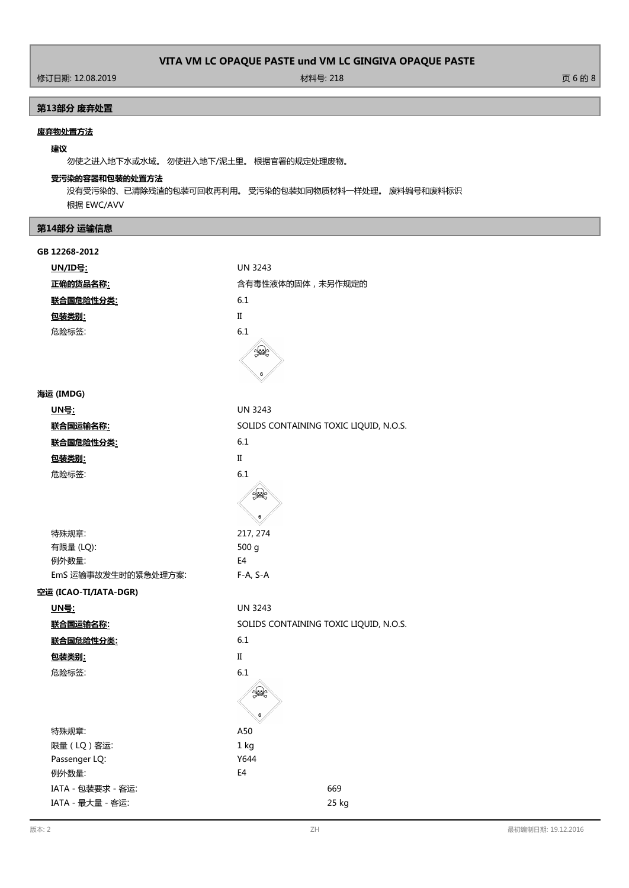## 第13部分 废弃处置

**废弃物处置方法**

**建议**

勿使之进入地下水或水域。 勿使进入地下/泥土里。 根据官署的规定处理废物。

**受污染的容器和包装的处置方法**

没有受污染的、已清除残渣的包装可回收再利用。 受污染的包装如同物质材料一样处理。 废料编号和废料标识根据 EWC/AVV

## 第14部分 运输信息

**GB 12268-2012**

| | |
|---|---|
| **UN/ID号:** | UN 3243 |
| **正确的货品名称:** | 含有毒性液体的固体，未另作规定的 |
| **联合国危险性分类:** | 6.1 |
| **包装类别:** | II |
| 危险标签: | 6.1 |

**海运 (IMDG)**

| | |
|---|---|
| **UN号:** | UN 3243 |
| **联合国运输名称:** | SOLIDS CONTAINING TOXIC LIQUID, N.O.S. |
| **联合国危险性分类:** | 6.1 |
| **包装类别:** | II |
| 危险标签: | 6.1 |
| 特殊规章: | 217, 274 |
| 有限量 (LQ): | 500 g |
| 例外数量: | E4 |
| EmS 运输事故发生时的紧急处理方案: | F-A, S-A |

**空运 (ICAO-TI/IATA-DGR)**

| | |
|---|---|
| **UN号:** | UN 3243 |
| **联合国运输名称:** | SOLIDS CONTAINING TOXIC LIQUID, N.O.S. |
| **联合国危险性分类:** | 6.1 |
| **包装类别:** | II |
| 危险标签: | 6.1 |
| 特殊规章: | A50 |
| 限量（LQ）客运: | 1 kg |
| Passenger LQ: | Y644 |
| 例外数量: | E4 |
| IATA - 包装要求 - 客运: | 669 |
| IATA - 最大量 - 客运: | 25 kg |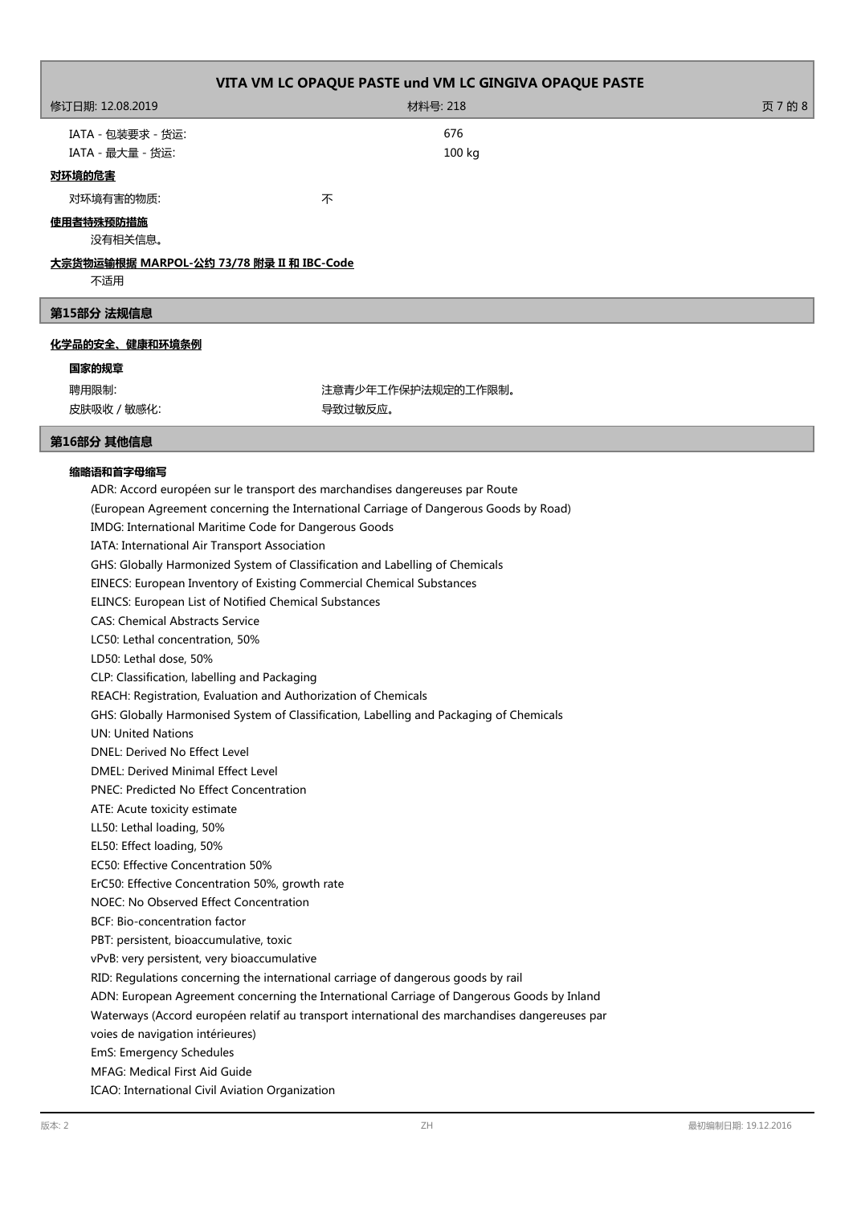| | |
|---|---|
| IATA - 包装要求 - 货运: | 676 |
| IATA - 最大量 - 货运: | 100 kg |

**对环境的危害**

对环境有害的物质: 不

**使用者特殊预防措施**

没有相关信息。

**大宗货物运输根据 MARPOL-公约 73/78 附录 II 和 IBC-Code**

不适用

## 第15部分 法规信息

**化学品的安全、健康和环境条例**

**国家的规章**

| | |
|---|---|
| 聘用限制: | 注意青少年工作保护法规定的工作限制。 |
| 皮肤吸收 / 敏感化: | 导致过敏反应。 |

## 第16部分 其他信息

**缩略语和首字母缩写**

ADR: Accord européen sur le transport des marchandises dangereuses par Route
(European Agreement concerning the International Carriage of Dangerous Goods by Road)
IMDG: International Maritime Code for Dangerous Goods
IATA: International Air Transport Association
GHS: Globally Harmonized System of Classification and Labelling of Chemicals
EINECS: European Inventory of Existing Commercial Chemical Substances
ELINCS: European List of Notified Chemical Substances
CAS: Chemical Abstracts Service
LC50: Lethal concentration, 50%
LD50: Lethal dose, 50%
CLP: Classification, labelling and Packaging
REACH: Registration, Evaluation and Authorization of Chemicals
GHS: Globally Harmonised System of Classification, Labelling and Packaging of Chemicals
UN: United Nations
DNEL: Derived No Effect Level
DMEL: Derived Minimal Effect Level
PNEC: Predicted No Effect Concentration
ATE: Acute toxicity estimate
LL50: Lethal loading, 50%
EL50: Effect loading, 50%
EC50: Effective Concentration 50%
ErC50: Effective Concentration 50%, growth rate
NOEC: No Observed Effect Concentration
BCF: Bio-concentration factor
PBT: persistent, bioaccumulative, toxic
vPvB: very persistent, very bioaccumulative
RID: Regulations concerning the international carriage of dangerous goods by rail
ADN: European Agreement concerning the International Carriage of Dangerous Goods by Inland Waterways (Accord européen relatif au transport international des marchandises dangereuses par voies de navigation intérieures)
EmS: Emergency Schedules
MFAG: Medical First Aid Guide
ICAO: International Civil Aviation Organization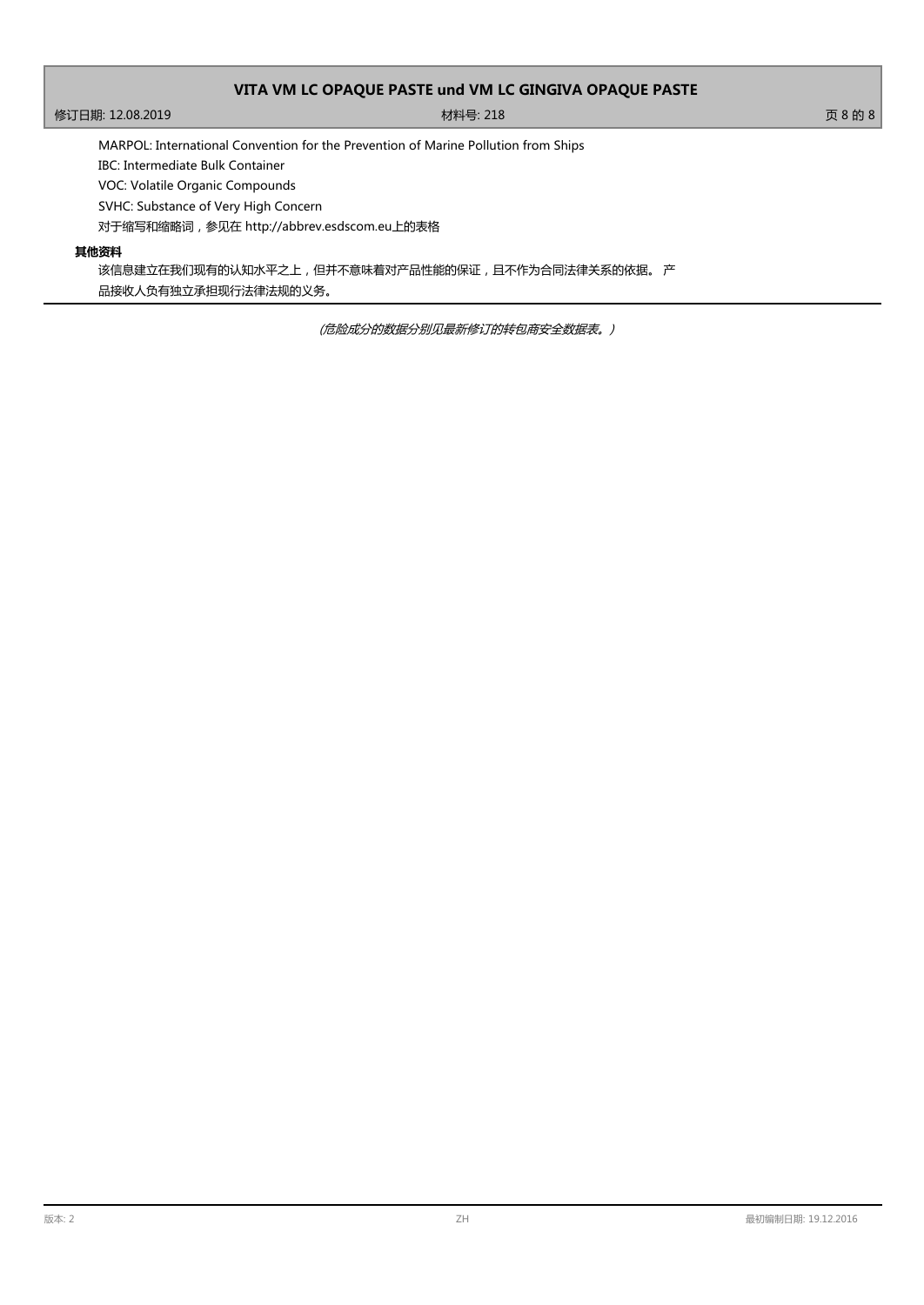MARPOL: International Convention for the Prevention of Marine Pollution from Ships

IBC: Intermediate Bulk Container

VOC: Volatile Organic Compounds

SVHC: Substance of Very High Concern

对于缩写和缩略词，参见在 http://abbrev.esdscom.eu上的表格

**其他资料**

该信息建立在我们现有的认知水平之上，但并不意味着对产品性能的保证，且不作为合同法律关系的依据。 产品接收人负有独立承担现行法律法规的义务。

*(危险成分的数据分别见最新修订的转包商安全数据表。)*